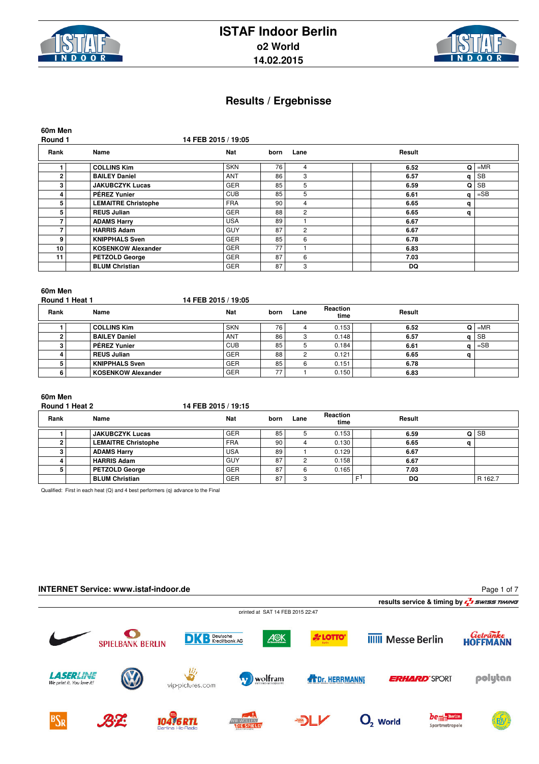# ISTAF Indoor Berlin

## o2 World

## 14.02.2015

## Results / Ergebnisse

### 60m Men
**Round 1** — 14 FEB 2015 / 19:05

| Rank | | Name | Nat | born | Lane | | Result | | |
|---|---|---|---|---|---|---|---|---|---|
| 1 | | COLLINS Kim | SKN | 76 | 4 | | 6.52 | Q | =MR |
| 2 | | BAILEY Daniel | ANT | 86 | 3 | | 6.57 | q | SB |
| 3 | | JAKUBCZYK Lucas | GER | 85 | 5 | | 6.59 | Q | SB |
| 4 | | PÉREZ Yunier | CUB | 85 | 5 | | 6.61 | q | =SB |
| 5 | | LEMAITRE Christophe | FRA | 90 | 4 | | 6.65 | q | |
| 5 | | REUS Julian | GER | 88 | 2 | | 6.65 | q | |
| 7 | | ADAMS Harry | USA | 89 | 1 | | 6.67 | | |
| 7 | | HARRIS Adam | GUY | 87 | 2 | | 6.67 | | |
| 9 | | KNIPPHALS Sven | GER | 85 | 6 | | 6.78 | | |
| 10 | | KOSENKOW Alexander | GER | 77 | 1 | | 6.83 | | |
| 11 | | PETZOLD George | GER | 87 | 6 | | 7.03 | | |
| | | BLUM Christian | GER | 87 | 3 | | DQ | | |

### 60m Men
**Round 1 Heat 1** — 14 FEB 2015 / 19:05

| Rank | | Name | Nat | born | Lane | Reaction time | | Result | | |
|---|---|---|---|---|---|---|---|---|---|---|
| 1 | | COLLINS Kim | SKN | 76 | 4 | 0.153 | | 6.52 | Q | =MR |
| 2 | | BAILEY Daniel | ANT | 86 | 3 | 0.148 | | 6.57 | q | SB |
| 3 | | PÉREZ Yunier | CUB | 85 | 5 | 0.184 | | 6.61 | q | =SB |
| 4 | | REUS Julian | GER | 88 | 2 | 0.121 | | 6.65 | q | |
| 5 | | KNIPPHALS Sven | GER | 85 | 6 | 0.151 | | 6.78 | | |
| 6 | | KOSENKOW Alexander | GER | 77 | 1 | 0.150 | | 6.83 | | |

### 60m Men
**Round 1 Heat 2** — 14 FEB 2015 / 19:15

| Rank | | Name | Nat | born | Lane | Reaction time | | Result | | |
|---|---|---|---|---|---|---|---|---|---|---|
| 1 | | JAKUBCZYK Lucas | GER | 85 | 5 | 0.153 | | 6.59 | Q | SB |
| 2 | | LEMAITRE Christophe | FRA | 90 | 4 | 0.130 | | 6.65 | q | |
| 3 | | ADAMS Harry | USA | 89 | 1 | 0.129 | | 6.67 | | |
| 4 | | HARRIS Adam | GUY | 87 | 2 | 0.158 | | 6.67 | | |
| 5 | | PETZOLD George | GER | 87 | 6 | 0.165 | | 7.03 | | |
| | | BLUM Christian | GER | 87 | 3 | | F1 | DQ | | R 162.7 |

Qualified: First in each heat (Q) and 4 best performers (q) advance to the Final

**INTERNET Service: www.istaf-indoor.de**

results service & timing by SWISS TIMING

printed at SAT 14 FEB 2015 22:47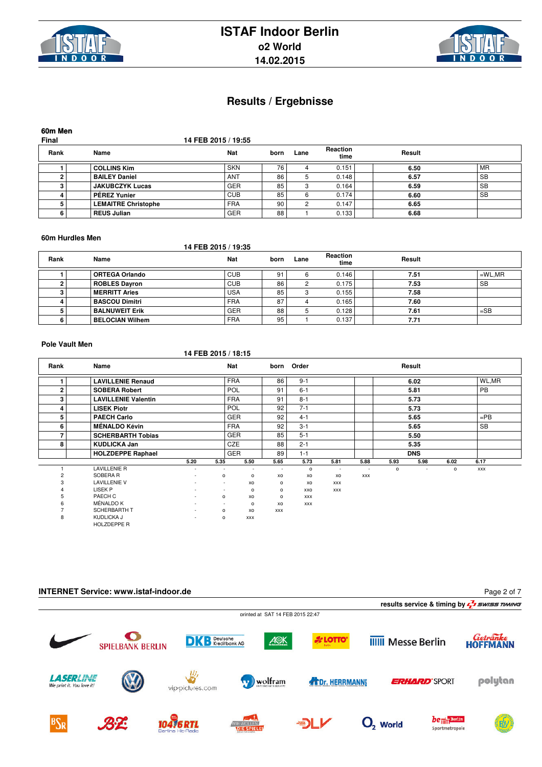# ISTAF Indoor Berlin

## o2 World

## 14.02.2015

# Results / Ergebnisse

### 60m Men

**Final** — 14 FEB 2015 / 19:55

| Rank | Name | Nat | born | Lane | Reaction time | Result | |
|---|---|---|---|---|---|---|---|
| 1 | **COLLINS Kim** | SKN | 76 | 4 | 0.151 | **6.50** | MR |
| 2 | **BAILEY Daniel** | ANT | 86 | 5 | 0.148 | **6.57** | SB |
| 3 | **JAKUBCZYK Lucas** | GER | 85 | 3 | 0.164 | **6.59** | SB |
| 4 | **PÉREZ Yunier** | CUB | 85 | 6 | 0.174 | **6.60** | SB |
| 5 | **LEMAITRE Christophe** | FRA | 90 | 2 | 0.147 | **6.65** | |
| 6 | **REUS Julian** | GER | 88 | 1 | 0.133 | **6.68** | |

### 60m Hurdles Men

14 FEB 2015 / 19:35

| Rank | Name | Nat | born | Lane | Reaction time | Result | |
|---|---|---|---|---|---|---|---|
| 1 | **ORTEGA Orlando** | CUB | 91 | 6 | 0.146 | **7.51** | =WL,MR |
| 2 | **ROBLES Dayron** | CUB | 86 | 2 | 0.175 | **7.53** | SB |
| 3 | **MERRITT Aries** | USA | 85 | 3 | 0.155 | **7.58** | |
| 4 | **BASCOU Dimitri** | FRA | 87 | 4 | 0.165 | **7.60** | |
| 5 | **BALNUWEIT Erik** | GER | 88 | 5 | 0.128 | **7.61** | =SB |
| 6 | **BELOCIAN Wilhem** | FRA | 95 | 1 | 0.137 | **7.71** | |

### Pole Vault Men

14 FEB 2015 / 18:15

| Rank | Name | Nat | born | Order | Result | |
|---|---|---|---|---|---|---|
| 1 | **LAVILLENIE Renaud** | FRA | 86 | 9-1 | **6.02** | WL,MR |
| 2 | **SOBERA Robert** | POL | 91 | 6-1 | **5.81** | PB |
| 3 | **LAVILLENIE Valentin** | FRA | 91 | 8-1 | **5.73** | |
| 4 | **LISEK Piotr** | POL | 92 | 7-1 | **5.73** | |
| 5 | **PAECH Carlo** | GER | 92 | 4-1 | **5.65** | =PB |
| 6 | **MÉNALDO Kévin** | FRA | 92 | 3-1 | **5.65** | SB |
| 7 | **SCHERBARTH Tobias** | GER | 85 | 5-1 | **5.50** | |
| 8 | **KUDLICKA Jan** | CZE | 88 | 2-1 | **5.35** | |
| | **HOLZDEPPE Raphael** | GER | 89 | 1-1 | **DNS** | |

| | | 5.20 | 5.35 | 5.50 | 5.65 | 5.73 | 5.81 | 5.88 | 5.93 | 5.98 | 6.02 | 6.17 |
|---|---|---|---|---|---|---|---|---|---|---|---|---|
| 1 | LAVILLENIE R | - | - | - | - | o | - | - | o | - | o | xxx |
| 2 | SOBERA R | - | o | o | xo | xo | xo | xxx | | | | |
| 3 | LAVILLENIE V | - | - | xo | o | xo | xxx | | | | | |
| 4 | LISEK P | - | - | o | o | xxo | xxx | | | | | |
| 5 | PAECH C | - | o | xo | o | xxx | | | | | | |
| 6 | MÉNALDO K | - | - | o | xo | xxx | | | | | | |
| 7 | SCHERBARTH T | - | o | xo | xxx | | | | | | | |
| 8 | KUDLICKA J | - | o | xxx | | | | | | | | |
| | HOLZDEPPE R | | | | | | | | | | | |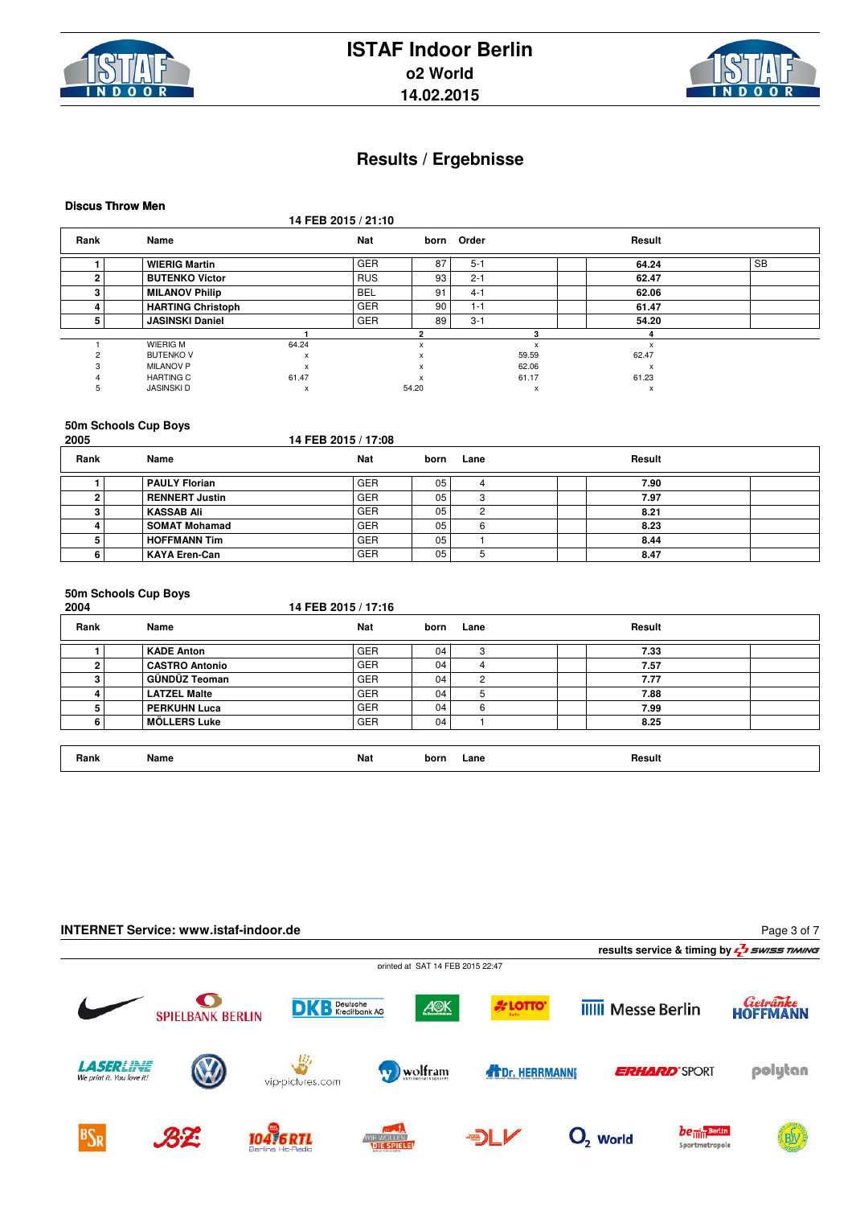# ISTAF Indoor Berlin

## o2 World

## 14.02.2015

# Results / Ergebnisse

### Discus Throw Men

14 FEB 2015 / 21:10

| Rank | Name | Nat | born | Order | Result | |
|---|---|---|---|---|---|---|
| 1 | WIERIG Martin | GER | 87 | 5-1 | 64.24 | SB |
| 2 | BUTENKO Victor | RUS | 93 | 2-1 | 62.47 | |
| 3 | MILANOV Philip | BEL | 91 | 4-1 | 62.06 | |
| 4 | HARTING Christoph | GER | 90 | 1-1 | 61.47 | |
| 5 | JASINSKI Daniel | GER | 89 | 3-1 | 54.20 | |

| | | 1 | 2 | 3 | 4 |
|---|---|---|---|---|---|
| 1 | WIERIG M | 64.24 | x | x | x |
| 2 | BUTENKO V | x | x | 59.59 | 62.47 |
| 3 | MILANOV P | x | x | 62.06 | x |
| 4 | HARTING C | 61.47 | x | 61.17 | 61.23 |
| 5 | JASINSKI D | x | 54.20 | x | x |

### 50m Schools Cup Boys

2005

14 FEB 2015 / 17:08

| Rank | Name | Nat | born | Lane | Result |
|---|---|---|---|---|---|
| 1 | PAULY Florian | GER | 05 | 4 | 7.90 |
| 2 | RENNERT Justin | GER | 05 | 3 | 7.97 |
| 3 | KASSAB Ali | GER | 05 | 2 | 8.21 |
| 4 | SOMAT Mohamad | GER | 05 | 6 | 8.23 |
| 5 | HOFFMANN Tim | GER | 05 | 1 | 8.44 |
| 6 | KAYA Eren-Can | GER | 05 | 5 | 8.47 |

### 50m Schools Cup Boys

2004

14 FEB 2015 / 17:16

| Rank | Name | Nat | born | Lane | Result |
|---|---|---|---|---|---|
| 1 | KADE Anton | GER | 04 | 3 | 7.33 |
| 2 | CASTRO Antonio | GER | 04 | 4 | 7.57 |
| 3 | GÜNDÜZ Teoman | GER | 04 | 2 | 7.77 |
| 4 | LATZEL Malte | GER | 04 | 5 | 7.88 |
| 5 | PERKUHN Luca | GER | 04 | 6 | 7.99 |
| 6 | MÖLLERS Luke | GER | 04 | 1 | 8.25 |

| Rank | Name | Nat | born | Lane | Result |
|---|---|---|---|---|---|

INTERNET Service: www.istaf-indoor.de

results service & timing by SWISS TIMING

printed at SAT 14 FEB 2015 22:47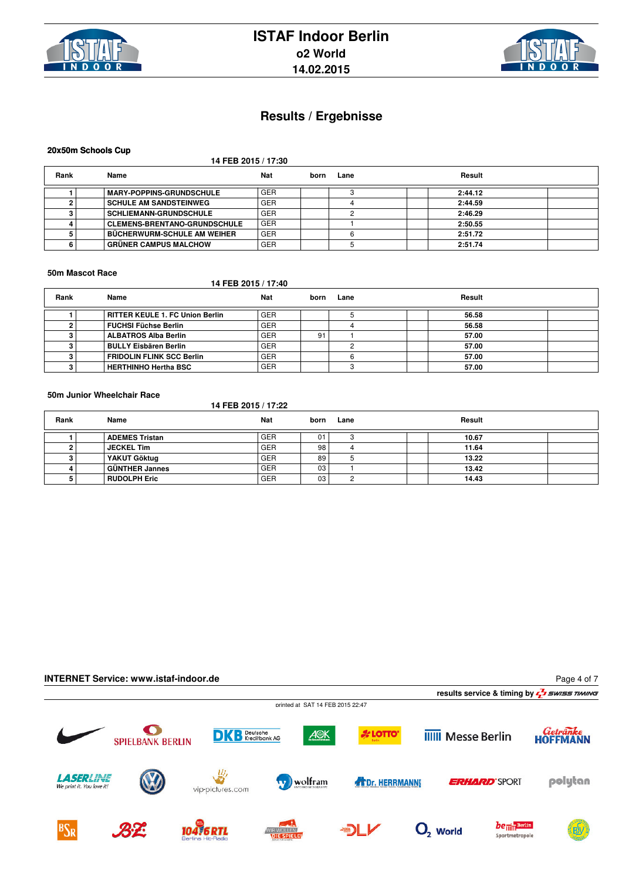# ISTAF Indoor Berlin

**o2 World**

**14.02.2015**

## Results / Ergebnisse

### 20x50m Schools Cup

14 FEB 2015 / 17:30

| Rank | Name | Nat | born | Lane | Result |
|---|---|---|---|---|---|
| 1 | MARY-POPPINS-GRUNDSCHULE | GER | | 3 | 2:44.12 |
| 2 | SCHULE AM SANDSTEINWEG | GER | | 4 | 2:44.59 |
| 3 | SCHLIEMANN-GRUNDSCHULE | GER | | 2 | 2:46.29 |
| 4 | CLEMENS-BRENTANO-GRUNDSCHULE | GER | | 1 | 2:50.55 |
| 5 | BÜCHERWURM-SCHULE AM WEIHER | GER | | 6 | 2:51.72 |
| 6 | GRÜNER CAMPUS MALCHOW | GER | | 5 | 2:51.74 |

### 50m Mascot Race

14 FEB 2015 / 17:40

| Rank | Name | Nat | born | Lane | Result |
|---|---|---|---|---|---|
| 1 | RITTER KEULE 1. FC Union Berlin | GER | | 5 | 56.58 |
| 2 | FUCHSI Füchse Berlin | GER | | 4 | 56.58 |
| 3 | ALBATROS Alba Berlin | GER | 91 | 1 | 57.00 |
| 3 | BULLY Eisbären Berlin | GER | | 2 | 57.00 |
| 3 | FRIDOLIN FLINK SCC Berlin | GER | | 6 | 57.00 |
| 3 | HERTHINHO Hertha BSC | GER | | 3 | 57.00 |

### 50m Junior Wheelchair Race

14 FEB 2015 / 17:22

| Rank | Name | Nat | born | Lane | Result |
|---|---|---|---|---|---|
| 1 | ADEMES Tristan | GER | 01 | 3 | 10.67 |
| 2 | JECKEL Tim | GER | 98 | 4 | 11.64 |
| 3 | YAKUT Göktug | GER | 89 | 5 | 13.22 |
| 4 | GÜNTHER Jannes | GER | 03 | 1 | 13.42 |
| 5 | RUDOLPH Eric | GER | 03 | 2 | 14.43 |

**INTERNET Service: www.istaf-indoor.de**

results service & timing by SWISS TIMING

printed at SAT 14 FEB 2015 22:47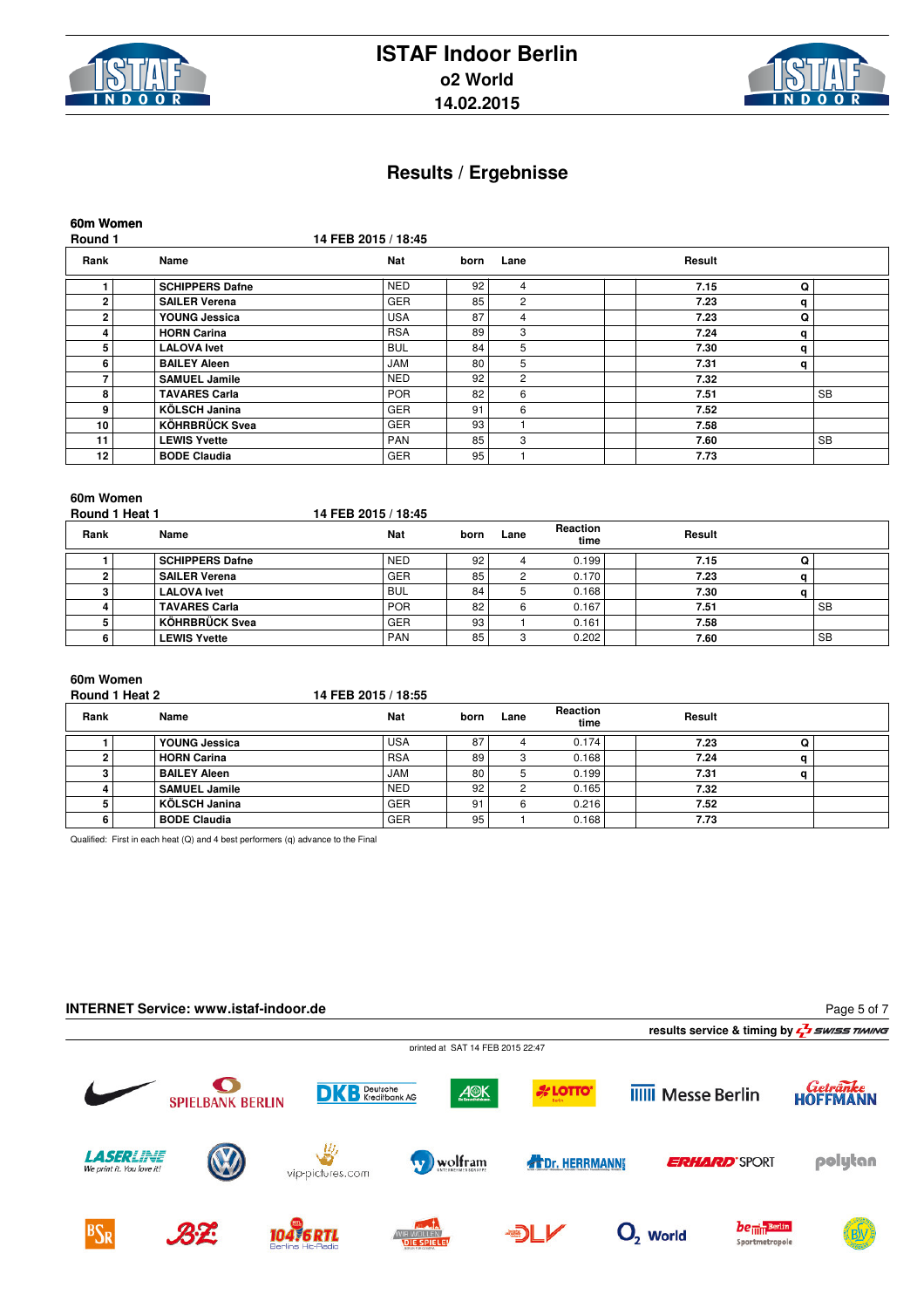# ISTAF Indoor Berlin

## o2 World

## 14.02.2015

## Results / Ergebnisse

### 60m Women

**Round 1** 14 FEB 2015 / 18:45

| Rank | Name | Nat | born | Lane | | Result | | |
|---|---|---|---|---|---|---|---|---|
| 1 | SCHIPPERS Dafne | NED | 92 | 4 | | 7.15 | Q | |
| 2 | SAILER Verena | GER | 85 | 2 | | 7.23 | q | |
| 2 | YOUNG Jessica | USA | 87 | 4 | | 7.23 | Q | |
| 4 | HORN Carina | RSA | 89 | 3 | | 7.24 | q | |
| 5 | LALOVA Ivet | BUL | 84 | 5 | | 7.30 | q | |
| 6 | BAILEY Aleen | JAM | 80 | 5 | | 7.31 | q | |
| 7 | SAMUEL Jamile | NED | 92 | 2 | | 7.32 | | |
| 8 | TAVARES Carla | POR | 82 | 6 | | 7.51 | | SB |
| 9 | KÖLSCH Janina | GER | 91 | 6 | | 7.52 | | |
| 10 | KÖHRBRÜCK Svea | GER | 93 | 1 | | 7.58 | | |
| 11 | LEWIS Yvette | PAN | 85 | 3 | | 7.60 | | SB |
| 12 | BODE Claudia | GER | 95 | 1 | | 7.73 | | |

### 60m Women

**Round 1 Heat 1** 14 FEB 2015 / 18:45

| Rank | Name | Nat | born | Lane | Reaction time | Result | | |
|---|---|---|---|---|---|---|---|---|
| 1 | SCHIPPERS Dafne | NED | 92 | 4 | 0.199 | 7.15 | Q | |
| 2 | SAILER Verena | GER | 85 | 2 | 0.170 | 7.23 | q | |
| 3 | LALOVA Ivet | BUL | 84 | 5 | 0.168 | 7.30 | q | |
| 4 | TAVARES Carla | POR | 82 | 6 | 0.167 | 7.51 | | SB |
| 5 | KÖHRBRÜCK Svea | GER | 93 | 1 | 0.161 | 7.58 | | |
| 6 | LEWIS Yvette | PAN | 85 | 3 | 0.202 | 7.60 | | SB |

### 60m Women

**Round 1 Heat 2** 14 FEB 2015 / 18:55

| Rank | Name | Nat | born | Lane | Reaction time | Result | | |
|---|---|---|---|---|---|---|---|---|
| 1 | YOUNG Jessica | USA | 87 | 4 | 0.174 | 7.23 | Q | |
| 2 | HORN Carina | RSA | 89 | 3 | 0.168 | 7.24 | q | |
| 3 | BAILEY Aleen | JAM | 80 | 5 | 0.199 | 7.31 | q | |
| 4 | SAMUEL Jamile | NED | 92 | 2 | 0.165 | 7.32 | | |
| 5 | KÖLSCH Janina | GER | 91 | 6 | 0.216 | 7.52 | | |
| 6 | BODE Claudia | GER | 95 | 1 | 0.168 | 7.73 | | |

Qualified: First in each heat (Q) and 4 best performers (q) advance to the Final

**INTERNET Service: www.istaf-indoor.de**

results service & timing by SWISS TIMING

printed at SAT 14 FEB 2015 22:47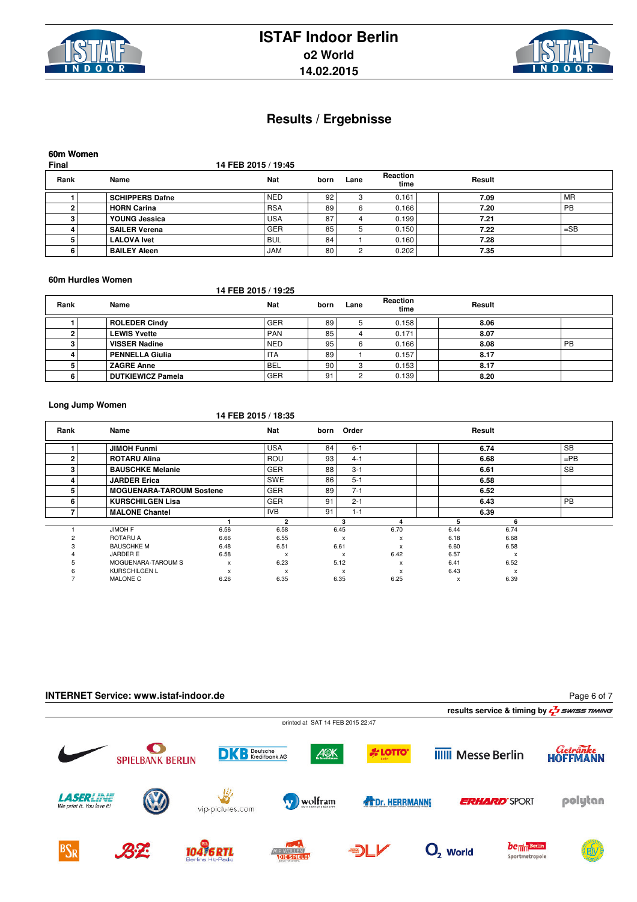# ISTAF Indoor Berlin

**o2 World**

**14.02.2015**

## Results / Ergebnisse

### 60m Women

**Final** — 14 FEB 2015 / 19:45

| Rank | Name | Nat | born | Lane | Reaction time | Result | |
|---|---|---|---|---|---|---|---|
| 1 | **SCHIPPERS Dafne** | NED | 92 | 3 | 0.161 | **7.09** | MR |
| 2 | **HORN Carina** | RSA | 89 | 6 | 0.166 | **7.20** | PB |
| 3 | **YOUNG Jessica** | USA | 87 | 4 | 0.199 | **7.21** | |
| 4 | **SAILER Verena** | GER | 85 | 5 | 0.150 | **7.22** | =SB |
| 5 | **LALOVA Ivet** | BUL | 84 | 1 | 0.160 | **7.28** | |
| 6 | **BAILEY Aleen** | JAM | 80 | 2 | 0.202 | **7.35** | |

### 60m Hurdles Women

14 FEB 2015 / 19:25

| Rank | Name | Nat | born | Lane | Reaction time | Result | |
|---|---|---|---|---|---|---|---|
| 1 | **ROLEDER Cindy** | GER | 89 | 5 | 0.158 | **8.06** | |
| 2 | **LEWIS Yvette** | PAN | 85 | 4 | 0.171 | **8.07** | |
| 3 | **VISSER Nadine** | NED | 95 | 6 | 0.166 | **8.08** | PB |
| 4 | **PENNELLA Giulia** | ITA | 89 | 1 | 0.157 | **8.17** | |
| 5 | **ZAGRE Anne** | BEL | 90 | 3 | 0.153 | **8.17** | |
| 6 | **DUTKIEWICZ Pamela** | GER | 91 | 2 | 0.139 | **8.20** | |

### Long Jump Women

14 FEB 2015 / 18:35

| Rank | Name | Nat | born | Order | Result | |
|---|---|---|---|---|---|---|
| 1 | **JIMOH Funmi** | USA | 84 | 6-1 | **6.74** | SB |
| 2 | **ROTARU Alina** | ROU | 93 | 4-1 | **6.68** | =PB |
| 3 | **BAUSCHKE Melanie** | GER | 88 | 3-1 | **6.61** | SB |
| 4 | **JARDER Erica** | SWE | 86 | 5-1 | **6.58** | |
| 5 | **MOGUENARA-TAROUM Sostene** | GER | 89 | 7-1 | **6.52** | |
| 6 | **KURSCHILGEN Lisa** | GER | 91 | 2-1 | **6.43** | PB |
| 7 | **MALONE Chantel** | IVB | 91 | 1-1 | **6.39** | |

| Rank | Name | 1 | 2 | 3 | 4 | 5 | 6 |
|---|---|---|---|---|---|---|---|
| 1 | JIMOH F | 6.56 | 6.58 | 6.45 | 6.70 | 6.44 | 6.74 |
| 2 | ROTARU A | 6.66 | 6.55 | x | x | 6.18 | 6.68 |
| 3 | BAUSCHKE M | 6.48 | 6.51 | 6.61 | x | 6.60 | 6.58 |
| 4 | JARDER E | 6.58 | x | x | 6.42 | 6.57 | x |
| 5 | MOGUENARA-TAROUM S | x | 6.23 | 5.12 | x | 6.41 | 6.52 |
| 6 | KURSCHILGEN L | x | x | x | x | 6.43 | x |
| 7 | MALONE C | 6.26 | 6.35 | 6.35 | 6.25 | x | 6.39 |

**INTERNET Service: www.istaf-indoor.de**

results service & timing by SWISS TIMING

printed at SAT 14 FEB 2015 22:47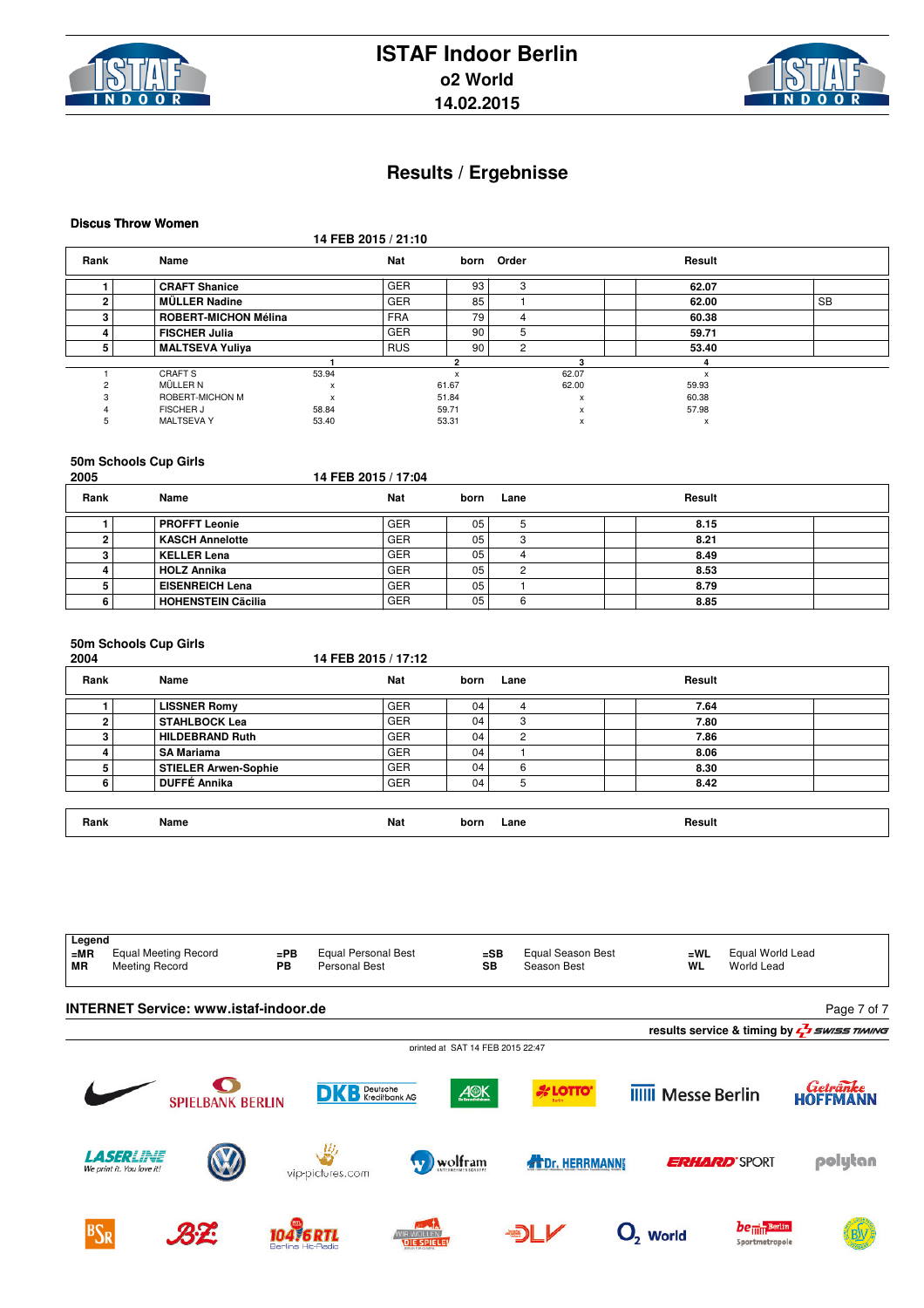# ISTAF Indoor Berlin

## o2 World

## 14.02.2015

# Results / Ergebnisse

### Discus Throw Women

14 FEB 2015 / 21:10

| Rank | | Name | Nat | born | Order | | Result | |
|---|---|---|---|---|---|---|---|---|
| 1 | | CRAFT Shanice | GER | 93 | 3 | | 62.07 | |
| 2 | | MÜLLER Nadine | GER | 85 | 1 | | 62.00 | SB |
| 3 | | ROBERT-MICHON Mélina | FRA | 79 | 4 | | 60.38 | |
| 4 | | FISCHER Julia | GER | 90 | 5 | | 59.71 | |
| 5 | | MALTSEVA Yuliya | RUS | 90 | 2 | | 53.40 | |

| | Name | 1 | 2 | 3 | 4 |
|---|---|---|---|---|---|
| 1 | CRAFT S | 53.94 | x | 62.07 | x |
| 2 | MÜLLER N | x | 61.67 | 62.00 | 59.93 |
| 3 | ROBERT-MICHON M | x | 51.84 | x | 60.38 |
| 4 | FISCHER J | 58.84 | 59.71 | x | 57.98 |
| 5 | MALTSEVA Y | 53.40 | 53.31 | x | x |

### 50m Schools Cup Girls

2005

14 FEB 2015 / 17:04

| Rank | | Name | Nat | born | Lane | | Result | |
|---|---|---|---|---|---|---|---|---|
| 1 | | PROFFT Leonie | GER | 05 | 5 | | 8.15 | |
| 2 | | KASCH Annelotte | GER | 05 | 3 | | 8.21 | |
| 3 | | KELLER Lena | GER | 05 | 4 | | 8.49 | |
| 4 | | HOLZ Annika | GER | 05 | 2 | | 8.53 | |
| 5 | | EISENREICH Lena | GER | 05 | 1 | | 8.79 | |
| 6 | | HOHENSTEIN Cäcilia | GER | 05 | 6 | | 8.85 | |

### 50m Schools Cup Girls

2004

14 FEB 2015 / 17:12

| Rank | | Name | Nat | born | Lane | | Result | |
|---|---|---|---|---|---|---|---|---|
| 1 | | LISSNER Romy | GER | 04 | 4 | | 7.64 | |
| 2 | | STAHLBOCK Lea | GER | 04 | 3 | | 7.80 | |
| 3 | | HILDEBRAND Ruth | GER | 04 | 2 | | 7.86 | |
| 4 | | SA Mariama | GER | 04 | 1 | | 8.06 | |
| 5 | | STIELER Arwen-Sophie | GER | 04 | 6 | | 8.30 | |
| 6 | | DUFFÉ Annika | GER | 04 | 5 | | 8.42 | |

| Rank | Name | Nat | born | Lane | Result |
|---|---|---|---|---|---|

**Legend**

| | | | | | | | |
|---|---|---|---|---|---|---|---|
| =MR | Equal Meeting Record | =PB | Equal Personal Best | =SB | Equal Season Best | =WL | Equal World Lead |
| MR | Meeting Record | PB | Personal Best | SB | Season Best | WL | World Lead |

**INTERNET Service: www.istaf-indoor.de**

**results service & timing by SWISS TIMING**

printed at SAT 14 FEB 2015 22:47